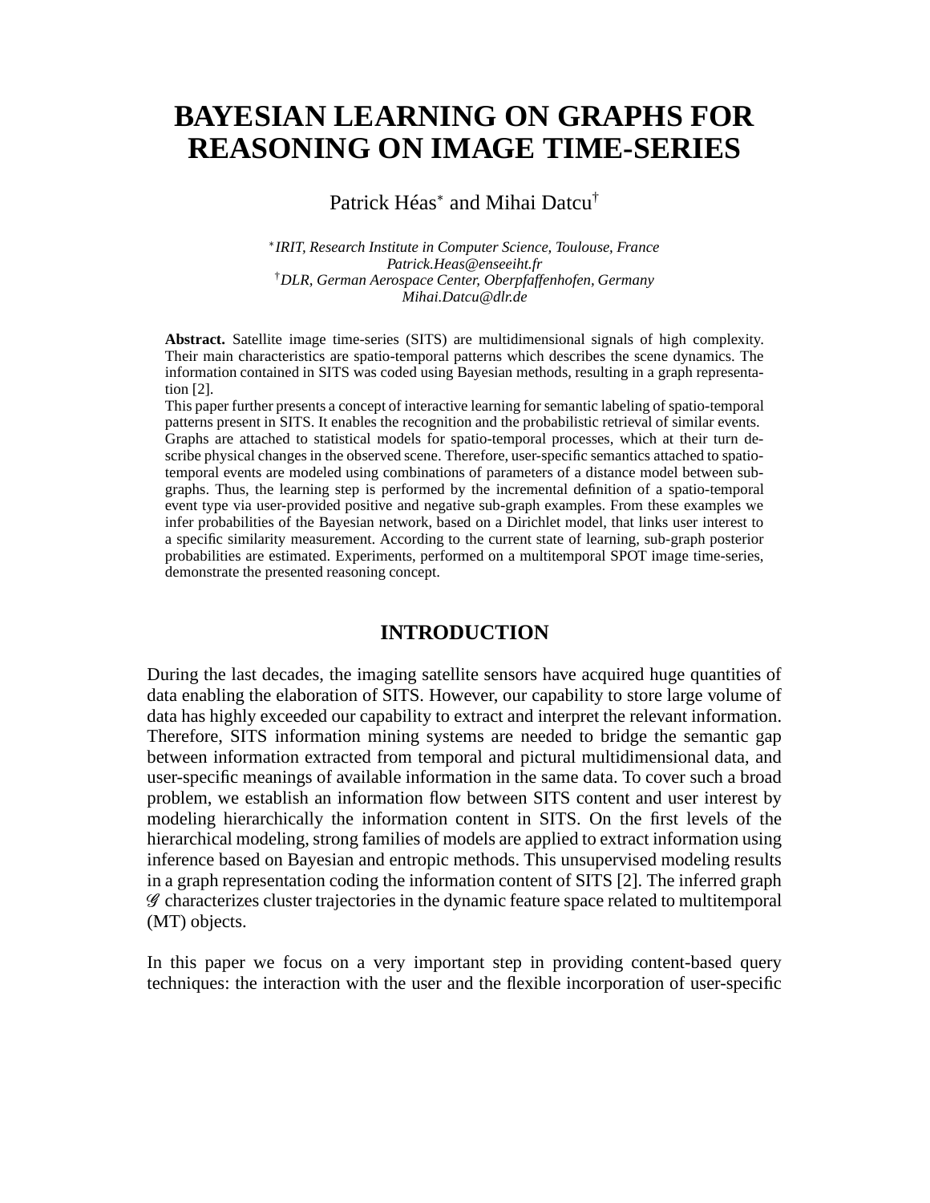# BAYESIAN LEARNING ON GRAPHS FOR REASONING ON IMAGE TIME-SERIES

Patrick Héas* and Mihai Datcu†

*\*IRIT, Research Institute in Computer Science, Toulouse, France*
*Patrick.Heas@enseeiht.fr*
*†DLR, German Aerospace Center, Oberpfaffenhofen, Germany*
*Mihai.Datcu@dlr.de*

**Abstract.** Satellite image time-series (SITS) are multidimensional signals of high complexity. Their main characteristics are spatio-temporal patterns which describes the scene dynamics. The information contained in SITS was coded using Bayesian methods, resulting in a graph representation [2].

This paper further presents a concept of interactive learning for semantic labeling of spatio-temporal patterns present in SITS. It enables the recognition and the probabilistic retrieval of similar events. Graphs are attached to statistical models for spatio-temporal processes, which at their turn describe physical changes in the observed scene. Therefore, user-specific semantics attached to spatio-temporal events are modeled using combinations of parameters of a distance model between sub-graphs. Thus, the learning step is performed by the incremental definition of a spatio-temporal event type via user-provided positive and negative sub-graph examples. From these examples we infer probabilities of the Bayesian network, based on a Dirichlet model, that links user interest to a specific similarity measurement. According to the current state of learning, sub-graph posterior probabilities are estimated. Experiments, performed on a multitemporal SPOT image time-series, demonstrate the presented reasoning concept.

## INTRODUCTION

During the last decades, the imaging satellite sensors have acquired huge quantities of data enabling the elaboration of SITS. However, our capability to store large volume of data has highly exceeded our capability to extract and interpret the relevant information. Therefore, SITS information mining systems are needed to bridge the semantic gap between information extracted from temporal and pictural multidimensional data, and user-specific meanings of available information in the same data. To cover such a broad problem, we establish an information flow between SITS content and user interest by modeling hierarchically the information content in SITS. On the first levels of the hierarchical modeling, strong families of models are applied to extract information using inference based on Bayesian and entropic methods. This unsupervised modeling results in a graph representation coding the information content of SITS [2]. The inferred graph $\mathcal{G}$ characterizes cluster trajectories in the dynamic feature space related to multitemporal (MT) objects.

In this paper we focus on a very important step in providing content-based query techniques: the interaction with the user and the flexible incorporation of user-specific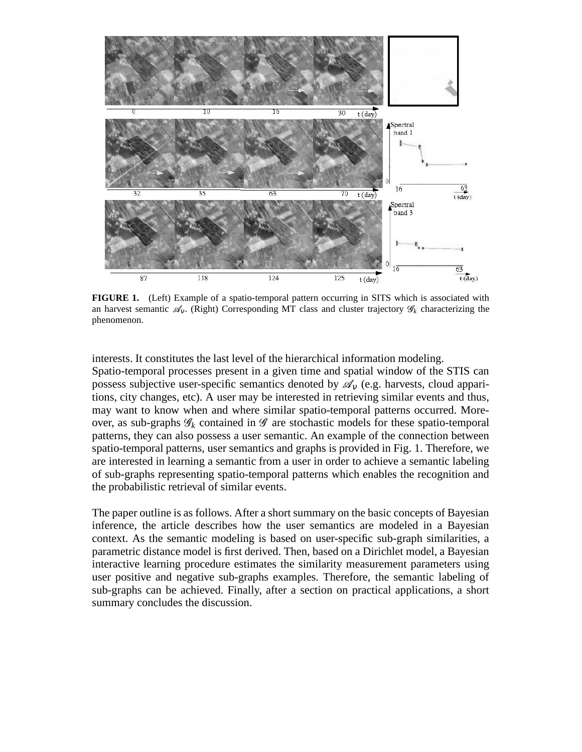**FIGURE 1.** (Left) Example of a spatio-temporal pattern occurring in SITS which is associated with an harvest semantic $\mathscr{A}_\nu$. (Right) Corresponding MT class and cluster trajectory $\mathscr{G}_k$ characterizing the phenomenon.

interests. It constitutes the last level of the hierarchical information modeling.

Spatio-temporal processes present in a given time and spatial window of the STIS can possess subjective user-specific semantics denoted by $\mathscr{A}_\nu$ (e.g. harvests, cloud apparitions, city changes, etc). A user may be interested in retrieving similar events and thus, may want to know when and where similar spatio-temporal patterns occurred. Moreover, as sub-graphs $\mathscr{G}_k$ contained in $\mathscr{G}$ are stochastic models for these spatio-temporal patterns, they can also possess a user semantic. An example of the connection between spatio-temporal patterns, user semantics and graphs is provided in Fig. 1. Therefore, we are interested in learning a semantic from a user in order to achieve a semantic labeling of sub-graphs representing spatio-temporal patterns which enables the recognition and the probabilistic retrieval of similar events.

The paper outline is as follows. After a short summary on the basic concepts of Bayesian inference, the article describes how the user semantics are modeled in a Bayesian context. As the semantic modeling is based on user-specific sub-graph similarities, a parametric distance model is first derived. Then, based on a Dirichlet model, a Bayesian interactive learning procedure estimates the similarity measurement parameters using user positive and negative sub-graphs examples. Therefore, the semantic labeling of sub-graphs can be achieved. Finally, after a section on practical applications, a short summary concludes the discussion.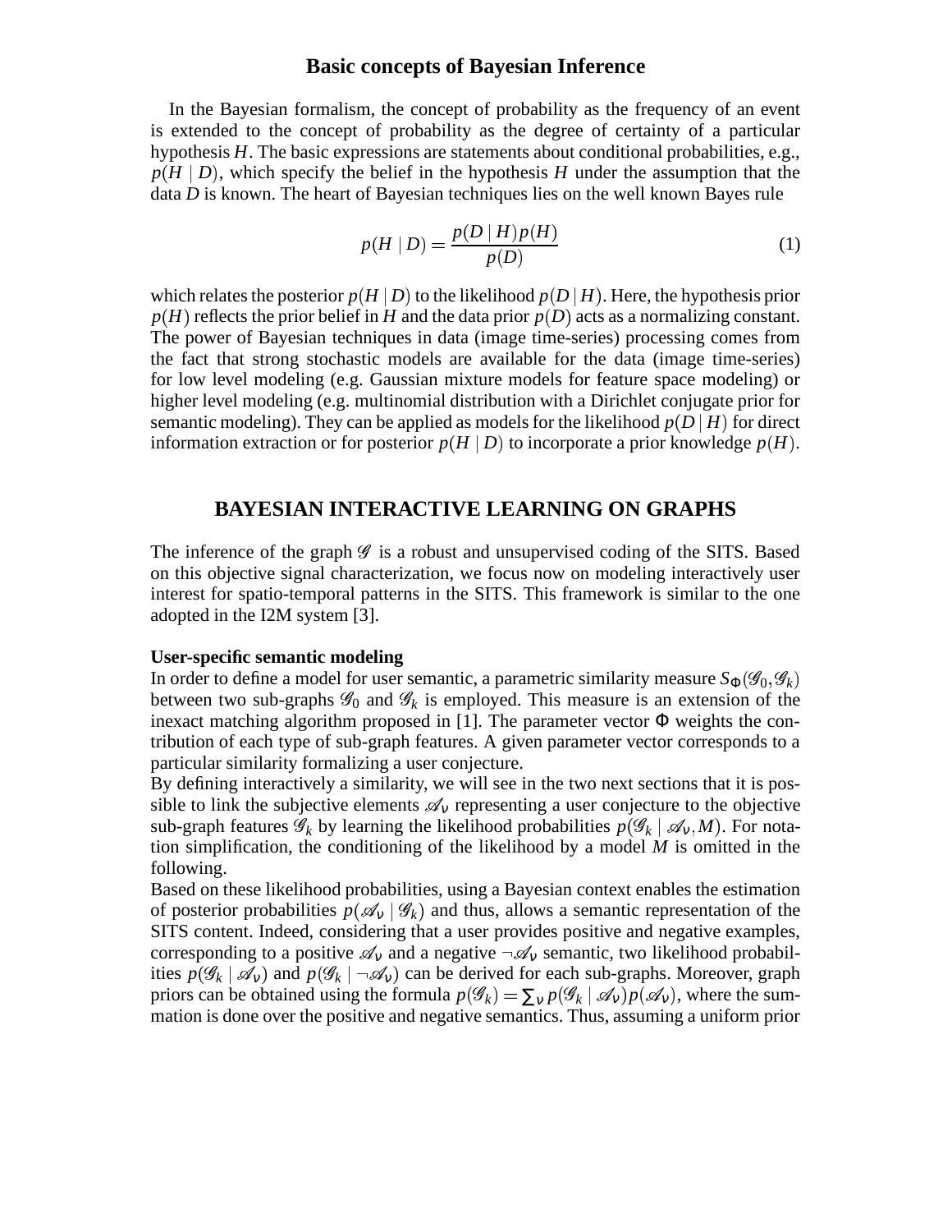### Basic concepts of Bayesian Inference

In the Bayesian formalism, the concept of probability as the frequency of an event is extended to the concept of probability as the degree of certainty of a particular hypothesis $H$. The basic expressions are statements about conditional probabilities, e.g., $p(H \mid D)$, which specify the belief in the hypothesis $H$ under the assumption that the data $D$ is known. The heart of Bayesian techniques lies on the well known Bayes rule

$$p(H \mid D) = \frac{p(D \mid H)p(H)}{p(D)} \tag{1}$$

which relates the posterior $p(H \mid D)$ to the likelihood $p(D \mid H)$. Here, the hypothesis prior $p(H)$ reflects the prior belief in $H$ and the data prior $p(D)$ acts as a normalizing constant. The power of Bayesian techniques in data (image time-series) processing comes from the fact that strong stochastic models are available for the data (image time-series) for low level modeling (e.g. Gaussian mixture models for feature space modeling) or higher level modeling (e.g. multinomial distribution with a Dirichlet conjugate prior for semantic modeling). They can be applied as models for the likelihood $p(D \mid H)$ for direct information extraction or for posterior $p(H \mid D)$ to incorporate a prior knowledge $p(H)$.

## BAYESIAN INTERACTIVE LEARNING ON GRAPHS

The inference of the graph $\mathscr{G}$ is a robust and unsupervised coding of the SITS. Based on this objective signal characterization, we focus now on modeling interactively user interest for spatio-temporal patterns in the SITS. This framework is similar to the one adopted in the I2M system [3].

**User-specific semantic modeling**

In order to define a model for user semantic, a parametric similarity measure $S_{\Phi}(\mathscr{G}_0, \mathscr{G}_k)$ between two sub-graphs $\mathscr{G}_0$ and $\mathscr{G}_k$ is employed. This measure is an extension of the inexact matching algorithm proposed in [1]. The parameter vector $\Phi$ weights the contribution of each type of sub-graph features. A given parameter vector corresponds to a particular similarity formalizing a user conjecture.

By defining interactively a similarity, we will see in the two next sections that it is possible to link the subjective elements $\mathscr{A}_\nu$ representing a user conjecture to the objective sub-graph features $\mathscr{G}_k$ by learning the likelihood probabilities $p(\mathscr{G}_k \mid \mathscr{A}_\nu, M)$. For notation simplification, the conditioning of the likelihood by a model $M$ is omitted in the following.

Based on these likelihood probabilities, using a Bayesian context enables the estimation of posterior probabilities $p(\mathscr{A}_\nu \mid \mathscr{G}_k)$ and thus, allows a semantic representation of the SITS content. Indeed, considering that a user provides positive and negative examples, corresponding to a positive $\mathscr{A}_\nu$ and a negative $\neg\mathscr{A}_\nu$ semantic, two likelihood probabilities $p(\mathscr{G}_k \mid \mathscr{A}_\nu)$ and $p(\mathscr{G}_k \mid \neg\mathscr{A}_\nu)$ can be derived for each sub-graphs. Moreover, graph priors can be obtained using the formula $p(\mathscr{G}_k) = \sum_\nu p(\mathscr{G}_k \mid \mathscr{A}_\nu)p(\mathscr{A}_\nu)$, where the summation is done over the positive and negative semantics. Thus, assuming a uniform prior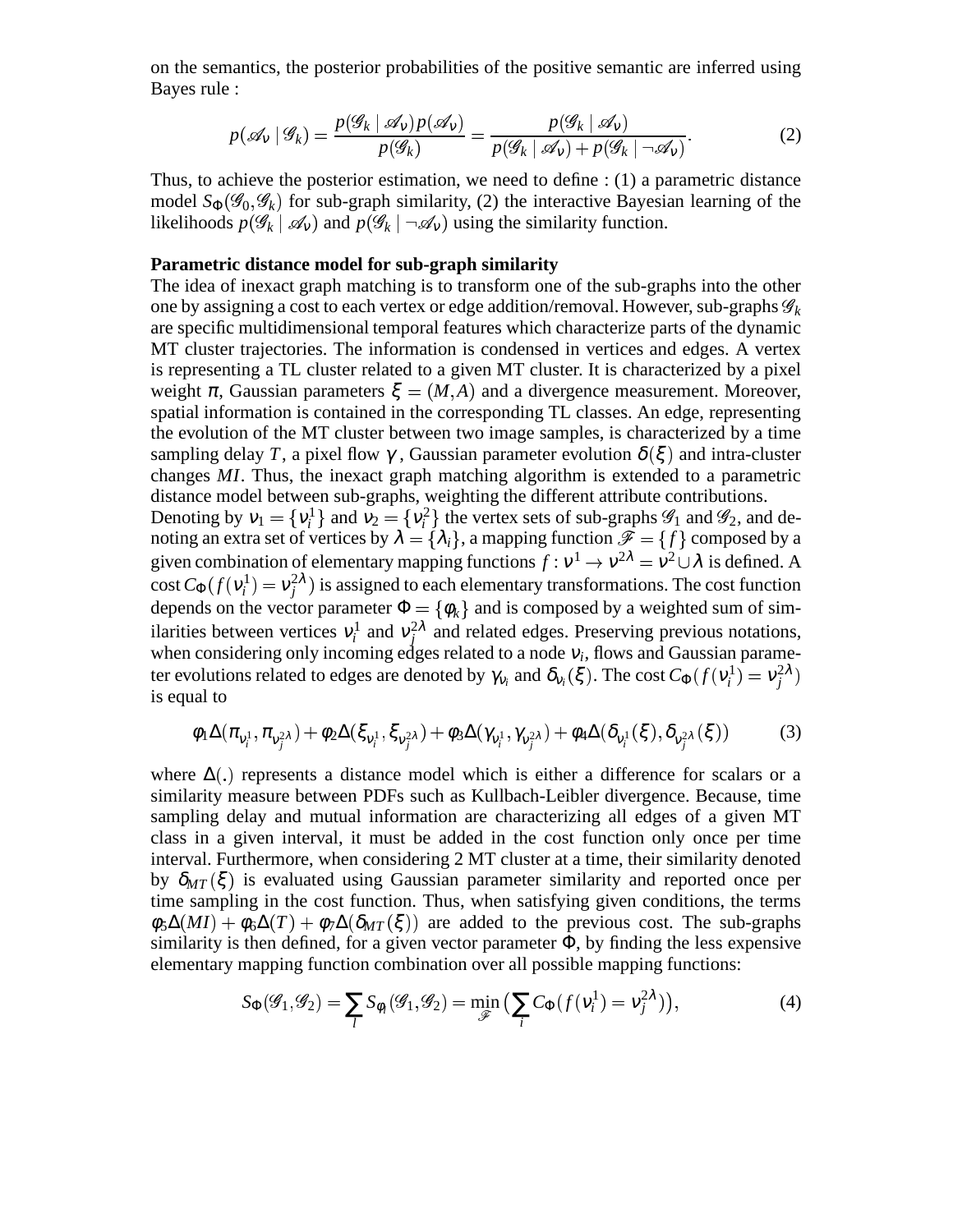on the semantics, the posterior probabilities of the positive semantic are inferred using Bayes rule :

$$p(\mathscr{A}_\nu \mid \mathscr{G}_k) = \frac{p(\mathscr{G}_k \mid \mathscr{A}_\nu)p(\mathscr{A}_\nu)}{p(\mathscr{G}_k)} = \frac{p(\mathscr{G}_k \mid \mathscr{A}_\nu)}{p(\mathscr{G}_k \mid \mathscr{A}_\nu) + p(\mathscr{G}_k \mid \neg\mathscr{A}_\nu)}. \tag{2}$$

Thus, to achieve the posterior estimation, we need to define : (1) a parametric distance model $S_\Phi(\mathscr{G}_0, \mathscr{G}_k)$ for sub-graph similarity, (2) the interactive Bayesian learning of the likelihoods $p(\mathscr{G}_k \mid \mathscr{A}_\nu)$ and $p(\mathscr{G}_k \mid \neg\mathscr{A}_\nu)$ using the similarity function.

**Parametric distance model for sub-graph similarity**

The idea of inexact graph matching is to transform one of the sub-graphs into the other one by assigning a cost to each vertex or edge addition/removal. However, sub-graphs $\mathscr{G}_k$ are specific multidimensional temporal features which characterize parts of the dynamic MT cluster trajectories. The information is condensed in vertices and edges. A vertex is representing a TL cluster related to a given MT cluster. It is characterized by a pixel weight $\pi$, Gaussian parameters $\xi = (M, A)$ and a divergence measurement. Moreover, spatial information is contained in the corresponding TL classes. An edge, representing the evolution of the MT cluster between two image samples, is characterized by a time sampling delay $T$, a pixel flow $\gamma$, Gaussian parameter evolution $\delta(\xi)$ and intra-cluster changes $MI$. Thus, the inexact graph matching algorithm is extended to a parametric distance model between sub-graphs, weighting the different attribute contributions.

Denoting by $\nu_1 = \{\nu_i^1\}$ and $\nu_2 = \{\nu_i^2\}$ the vertex sets of sub-graphs $\mathscr{G}_1$ and $\mathscr{G}_2$, and denoting an extra set of vertices by $\lambda = \{\lambda_i\}$, a mapping function $\mathscr{F} = \{f\}$ composed by a given combination of elementary mapping functions $f : \nu^1 \rightarrow \nu^{2\lambda} = \nu^2 \cup \lambda$ is defined. A cost $C_\Phi(f(\nu_i^1) = \nu_j^{2\lambda})$ is assigned to each elementary transformations. The cost function depends on the vector parameter $\Phi = \{\phi_k\}$ and is composed by a weighted sum of similarities between vertices $\nu_i^1$ and $\nu_j^{2\lambda}$ and related edges. Preserving previous notations, when considering only incoming edges related to a node $\nu_i$, flows and Gaussian parameter evolutions related to edges are denoted by $\gamma_{\nu_i}$ and $\delta_{\nu_i}(\xi)$. The cost $C_\Phi(f(\nu_i^1) = \nu_j^{2\lambda})$ is equal to

$$\phi_1\Delta(\pi_{\nu_i^1}, \pi_{\nu_j^{2\lambda}}) + \phi_2\Delta(\xi_{\nu_i^1}, \xi_{\nu_j^{2\lambda}}) + \phi_3\Delta(\gamma_{\nu_i^1}, \gamma_{\nu_j^{2\lambda}}) + \phi_4\Delta(\delta_{\nu_i^1}(\xi), \delta_{\nu_j^{2\lambda}}(\xi)) \tag{3}$$

where $\Delta(.)$ represents a distance model which is either a difference for scalars or a similarity measure between PDFs such as Kullbach-Leibler divergence. Because, time sampling delay and mutual information are characterizing all edges of a given MT class in a given interval, it must be added in the cost function only once per time interval. Furthermore, when considering 2 MT cluster at a time, their similarity denoted by $\delta_{MT}(\xi)$ is evaluated using Gaussian parameter similarity and reported once per time sampling in the cost function. Thus, when satisfying given conditions, the terms $\phi_5\Delta(MI) + \phi_6\Delta(T) + \phi_7\Delta(\delta_{MT}(\xi))$ are added to the previous cost. The sub-graphs similarity is then defined, for a given vector parameter $\Phi$, by finding the less expensive elementary mapping function combination over all possible mapping functions:

$$S_\Phi(\mathscr{G}_1, \mathscr{G}_2) = \sum_l S_{\phi_l}(\mathscr{G}_1, \mathscr{G}_2) = \min_{\mathscr{F}} \big( \sum_i C_\Phi(f(\nu_i^1) = \nu_j^{2\lambda}) \big), \tag{4}$$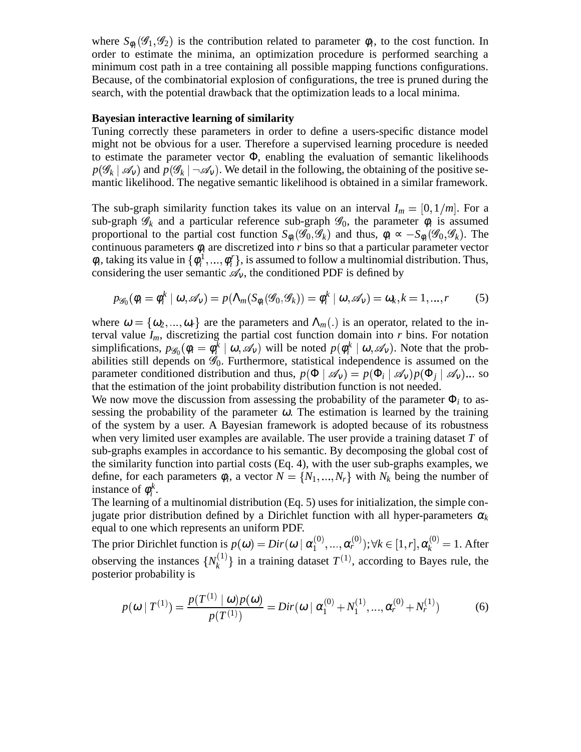where $S_{\phi_i}(\mathscr{G}_1, \mathscr{G}_2)$ is the contribution related to parameter $\phi_i$, to the cost function. In order to estimate the minima, an optimization procedure is performed searching a minimum cost path in a tree containing all possible mapping functions configurations. Because, of the combinatorial explosion of configurations, the tree is pruned during the search, with the potential drawback that the optimization leads to a local minima.

**Bayesian interactive learning of similarity**

Tuning correctly these parameters in order to define a users-specific distance model might not be obvious for a user. Therefore a supervised learning procedure is needed to estimate the parameter vector $\Phi$, enabling the evaluation of semantic likelihoods $p(\mathscr{G}_k \mid \mathscr{A}_\nu)$ and $p(\mathscr{G}_k \mid \neg\mathscr{A}_\nu)$. We detail in the following, the obtaining of the positive semantic likelihood. The negative semantic likelihood is obtained in a similar framework.

The sub-graph similarity function takes its value on an interval $I_m = [0, 1/m]$. For a sub-graph $\mathscr{G}_k$ and a particular reference sub-graph $\mathscr{G}_0$, the parameter $\phi_i$ is assumed proportional to the partial cost function $S_{\phi_i}(\mathscr{G}_0, \mathscr{G}_k)$ and thus, $\phi_i \propto -S_{\phi_i}(\mathscr{G}_0, \mathscr{G}_k)$. The continuous parameters $\phi_i$ are discretized into $r$ bins so that a particular parameter vector $\phi_i$, taking its value in $\{\phi_i^1, ..., \phi_i^r\}$, is assumed to follow a multinomial distribution. Thus, considering the user semantic $\mathscr{A}_\nu$, the conditioned PDF is defined by

$$p_{\mathscr{G}_0}(\phi_i = \phi_i^k \mid \omega, \mathscr{A}_\nu) = p(\Lambda_m(S_{\phi_i}(\mathscr{G}_0, \mathscr{G}_k)) = \phi_i^k \mid \omega, \mathscr{A}_\nu) = \omega_k, k = 1, ..., r \tag{5}$$

where $\omega = \{\omega_2, ..., \omega_r\}$ are the parameters and $\Lambda_m(.)$ is an operator, related to the interval value $I_m$, discretizing the partial cost function domain into $r$ bins. For notation simplifications, $p_{\mathscr{G}_0}(\phi_i = \phi_i^k \mid \omega, \mathscr{A}_\nu)$ will be noted $p(\phi_i^k \mid \omega, \mathscr{A}_\nu)$. Note that the probabilities still depends on $\mathscr{G}_0$. Furthermore, statistical independence is assumed on the parameter conditioned distribution and thus, $p(\Phi \mid \mathscr{A}_\nu) = p(\Phi_i \mid \mathscr{A}_\nu)p(\Phi_j \mid \mathscr{A}_\nu)...$ so that the estimation of the joint probability distribution function is not needed.

We now move the discussion from assessing the probability of the parameter $\Phi_i$ to assessing the probability of the parameter $\omega$. The estimation is learned by the training of the system by a user. A Bayesian framework is adopted because of its robustness when very limited user examples are available. The user provide a training dataset $T$ of sub-graphs examples in accordance to his semantic. By decomposing the global cost of the similarity function into partial costs (Eq. 4), with the user sub-graphs examples, we define, for each parameters $\phi_i$, a vector $N = \{N_1, ..., N_r\}$ with $N_k$ being the number of instance of $\phi_i^k$.

The learning of a multinomial distribution (Eq. 5) uses for initialization, the simple conjugate prior distribution defined by a Dirichlet function with all hyper-parameters $\alpha_k$ equal to one which represents an uniform PDF.

The prior Dirichlet function is $p(\omega) = Dir(\omega \mid \alpha_1^{(0)}, ..., \alpha_r^{(0)}); \forall k \in [1, r], \alpha_k^{(0)} = 1$. After observing the instances $\{N_k^{(1)}\}$ in a training dataset $T^{(1)}$, according to Bayes rule, the posterior probability is

$$p(\omega \mid T^{(1)}) = \frac{p(T^{(1)} \mid \omega)p(\omega)}{p(T^{(1)})} = Dir(\omega \mid \alpha_1^{(0)} + N_1^{(1)}, ..., \alpha_r^{(0)} + N_r^{(1)}) \tag{6}$$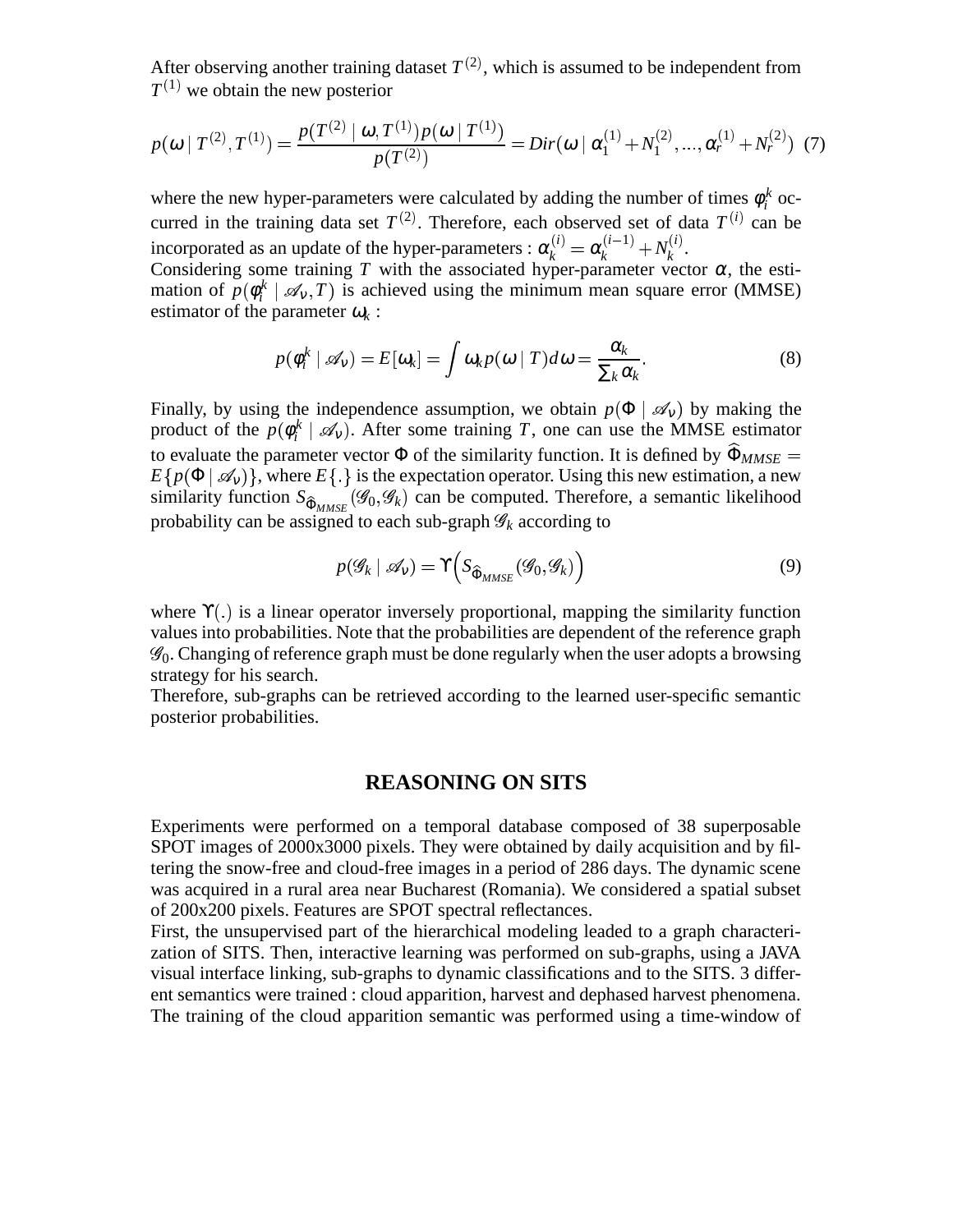After observing another training dataset $T^{(2)}$, which is assumed to be independent from $T^{(1)}$ we obtain the new posterior

$$p(\omega \mid T^{(2)}, T^{(1)}) = \frac{p(T^{(2)} \mid \omega, T^{(1)}) p(\omega \mid T^{(1)})}{p(T^{(2)})} = Dir(\omega \mid \alpha_1^{(1)} + N_1^{(2)}, ..., \alpha_r^{(1)} + N_r^{(2)}) \quad (7)$$

where the new hyper-parameters were calculated by adding the number of times $\phi_i^k$ occurred in the training data set $T^{(2)}$. Therefore, each observed set of data $T^{(i)}$ can be incorporated as an update of the hyper-parameters : $\alpha_k^{(i)} = \alpha_k^{(i-1)} + N_k^{(i)}$.
Considering some training $T$ with the associated hyper-parameter vector $\alpha$, the estimation of $p(\phi_i^k \mid \mathscr{A}_\nu, T)$ is achieved using the minimum mean square error (MMSE) estimator of the parameter $\omega_k$ :

$$p(\phi_i^k \mid \mathscr{A}_\nu) = E[\omega_k] = \int \omega_k p(\omega \mid T) d\omega = \frac{\alpha_k}{\sum_k \alpha_k}. \quad (8)$$

Finally, by using the independence assumption, we obtain $p(\Phi \mid \mathscr{A}_\nu)$ by making the product of the $p(\phi_i^k \mid \mathscr{A}_\nu)$. After some training $T$, one can use the MMSE estimator to evaluate the parameter vector $\Phi$ of the similarity function. It is defined by $\widehat{\Phi}_{MMSE} = E\{p(\Phi \mid \mathscr{A}_\nu)\}$, where $E\{.\}$ is the expectation operator. Using this new estimation, a new similarity function $S_{\widehat{\Phi}_{MMSE}}(\mathscr{G}_0, \mathscr{G}_k)$ can be computed. Therefore, a semantic likelihood probability can be assigned to each sub-graph $\mathscr{G}_k$ according to

$$p(\mathscr{G}_k \mid \mathscr{A}_\nu) = \Upsilon\Big(S_{\widehat{\Phi}_{MMSE}}(\mathscr{G}_0, \mathscr{G}_k)\Big) \quad (9)$$

where $\Upsilon(.)$ is a linear operator inversely proportional, mapping the similarity function values into probabilities. Note that the probabilities are dependent of the reference graph $\mathscr{G}_0$. Changing of reference graph must be done regularly when the user adopts a browsing strategy for his search.
Therefore, sub-graphs can be retrieved according to the learned user-specific semantic posterior probabilities.

## REASONING ON SITS

Experiments were performed on a temporal database composed of 38 superposable SPOT images of 2000x3000 pixels. They were obtained by daily acquisition and by filtering the snow-free and cloud-free images in a period of 286 days. The dynamic scene was acquired in a rural area near Bucharest (Romania). We considered a spatial subset of 200x200 pixels. Features are SPOT spectral reflectances.
First, the unsupervised part of the hierarchical modeling leaded to a graph characterization of SITS. Then, interactive learning was performed on sub-graphs, using a JAVA visual interface linking, sub-graphs to dynamic classifications and to the SITS. 3 different semantics were trained : cloud apparition, harvest and dephased harvest phenomena. The training of the cloud apparition semantic was performed using a time-window of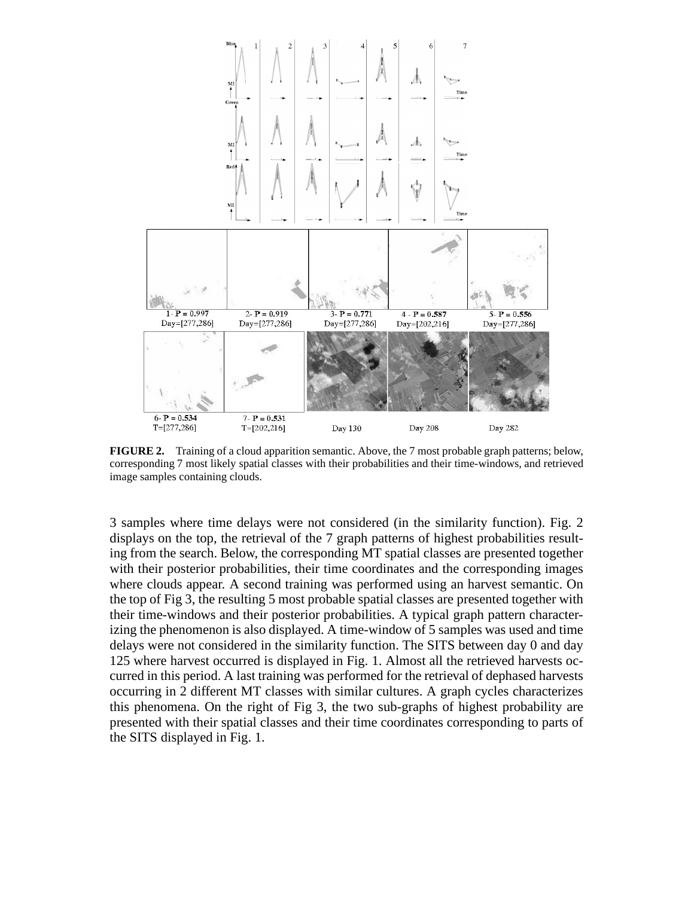**FIGURE 2.** Training of a cloud apparition semantic. Above, the 7 most probable graph patterns; below, corresponding 7 most likely spatial classes with their probabilities and their time-windows, and retrieved image samples containing clouds.

3 samples where time delays were not considered (in the similarity function). Fig. 2 displays on the top, the retrieval of the 7 graph patterns of highest probabilities resulting from the search. Below, the corresponding MT spatial classes are presented together with their posterior probabilities, their time coordinates and the corresponding images where clouds appear. A second training was performed using an harvest semantic. On the top of Fig 3, the resulting 5 most probable spatial classes are presented together with their time-windows and their posterior probabilities. A typical graph pattern characterizing the phenomenon is also displayed. A time-window of 5 samples was used and time delays were not considered in the similarity function. The SITS between day 0 and day 125 where harvest occurred is displayed in Fig. 1. Almost all the retrieved harvests occurred in this period. A last training was performed for the retrieval of dephased harvests occurring in 2 different MT classes with similar cultures. A graph cycles characterizes this phenomena. On the right of Fig 3, the two sub-graphs of highest probability are presented with their spatial classes and their time coordinates corresponding to parts of the SITS displayed in Fig. 1.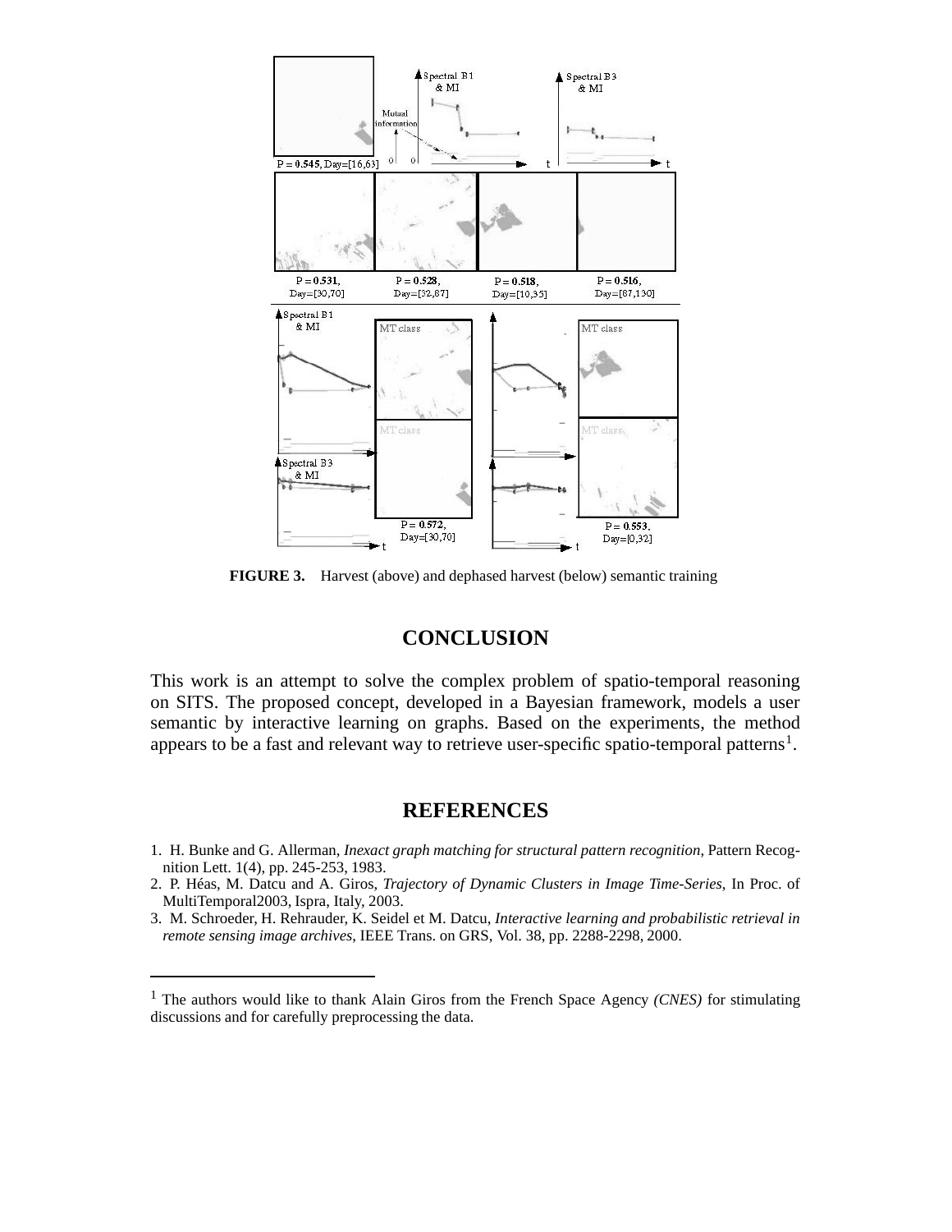Spectral B1 & MI

Mutual information

Spectral B3 & MI

0 0 t t

P = 0.545, Day=[16,63]

P = 0.531, Day=[30,70]

P = 0.528, Day=[32,87]

P = 0.518, Day=[10,35]

P = 0.516, Day=[87,130]

Spectral B1 & MI

MT class

MT class

MT class

MT class

Spectral B3 & MI

P = 0.572, Day=[30,70]

P = 0.553, Day=[0,32]

t t

**FIGURE 3.** Harvest (above) and dephased harvest (below) semantic training

## CONCLUSION

This work is an attempt to solve the complex problem of spatio-temporal reasoning on SITS. The proposed concept, developed in a Bayesian framework, models a user semantic by interactive learning on graphs. Based on the experiments, the method appears to be a fast and relevant way to retrieve user-specific spatio-temporal patterns[1].

## REFERENCES

1. H. Bunke and G. Allerman, *Inexact graph matching for structural pattern recognition*, Pattern Recognition Lett. 1(4), pp. 245-253, 1983.
2. P. Héas, M. Datcu and A. Giros, *Trajectory of Dynamic Clusters in Image Time-Series*, In Proc. of MultiTemporal2003, Ispra, Italy, 2003.
3. M. Schroeder, H. Rehrauder, K. Seidel et M. Datcu, *Interactive learning and probabilistic retrieval in remote sensing image archives*, IEEE Trans. on GRS, Vol. 38, pp. 2288-2298, 2000.

---

[1] The authors would like to thank Alain Giros from the French Space Agency *(CNES)* for stimulating discussions and for carefully preprocessing the data.